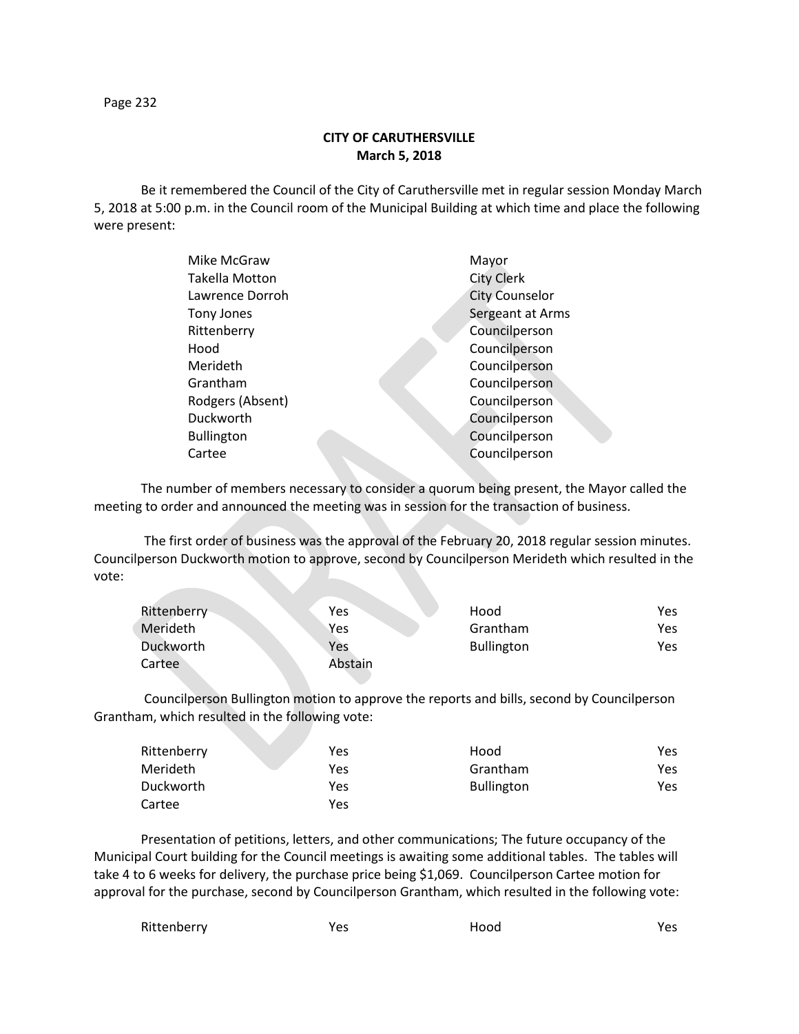# CITY OF CARUTHERSVILLE
## March 5, 2018

Be it remembered the Council of the City of Caruthersville met in regular session Monday March 5, 2018 at 5:00 p.m. in the Council room of the Municipal Building at which time and place the following were present:

| | |
|---|---|
| Mike McGraw | Mayor |
| Takella Motton | City Clerk |
| Lawrence Dorroh | City Counselor |
| Tony Jones | Sergeant at Arms |
| Rittenberry | Councilperson |
| Hood | Councilperson |
| Merideth | Councilperson |
| Grantham | Councilperson |
| Rodgers (Absent) | Councilperson |
| Duckworth | Councilperson |
| Bullington | Councilperson |
| Cartee | Councilperson |

The number of members necessary to consider a quorum being present, the Mayor called the meeting to order and announced the meeting was in session for the transaction of business.

The first order of business was the approval of the February 20, 2018 regular session minutes. Councilperson Duckworth motion to approve, second by Councilperson Merideth which resulted in the vote:

| | | | |
|---|---|---|---|
| Rittenberry | Yes | Hood | Yes |
| Merideth | Yes | Grantham | Yes |
| Duckworth | Yes | Bullington | Yes |
| Cartee | Abstain | | |

Councilperson Bullington motion to approve the reports and bills, second by Councilperson Grantham, which resulted in the following vote:

| | | | |
|---|---|---|---|
| Rittenberry | Yes | Hood | Yes |
| Merideth | Yes | Grantham | Yes |
| Duckworth | Yes | Bullington | Yes |
| Cartee | Yes | | |

Presentation of petitions, letters, and other communications; The future occupancy of the Municipal Court building for the Council meetings is awaiting some additional tables. The tables will take 4 to 6 weeks for delivery, the purchase price being $1,069. Councilperson Cartee motion for approval for the purchase, second by Councilperson Grantham, which resulted in the following vote:

| | | | |
|---|---|---|---|
| Rittenberry | Yes | Hood | Yes |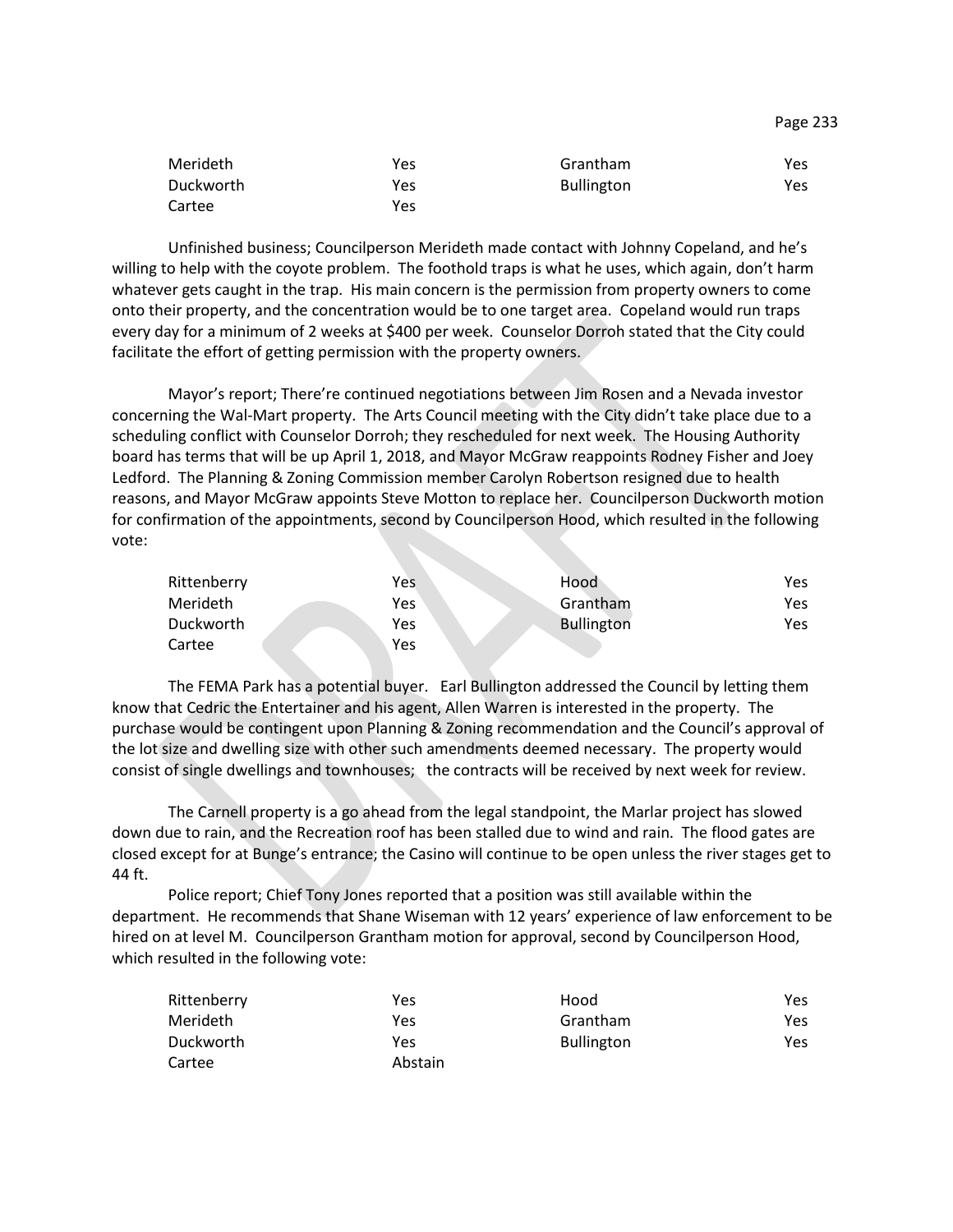| | | | |
|---|---|---|---|
| Merideth | Yes | Grantham | Yes |
| Duckworth | Yes | Bullington | Yes |
| Cartee | Yes | | |

Unfinished business; Councilperson Merideth made contact with Johnny Copeland, and he's willing to help with the coyote problem. The foothold traps is what he uses, which again, don't harm whatever gets caught in the trap. His main concern is the permission from property owners to come onto their property, and the concentration would be to one target area. Copeland would run traps every day for a minimum of 2 weeks at $400 per week. Counselor Dorroh stated that the City could facilitate the effort of getting permission with the property owners.

Mayor's report; There're continued negotiations between Jim Rosen and a Nevada investor concerning the Wal-Mart property. The Arts Council meeting with the City didn't take place due to a scheduling conflict with Counselor Dorroh; they rescheduled for next week. The Housing Authority board has terms that will be up April 1, 2018, and Mayor McGraw reappoints Rodney Fisher and Joey Ledford. The Planning & Zoning Commission member Carolyn Robertson resigned due to health reasons, and Mayor McGraw appoints Steve Motton to replace her. Councilperson Duckworth motion for confirmation of the appointments, second by Councilperson Hood, which resulted in the following vote:

| | | | |
|---|---|---|---|
| Rittenberry | Yes | Hood | Yes |
| Merideth | Yes | Grantham | Yes |
| Duckworth | Yes | Bullington | Yes |
| Cartee | Yes | | |

The FEMA Park has a potential buyer. Earl Bullington addressed the Council by letting them know that Cedric the Entertainer and his agent, Allen Warren is interested in the property. The purchase would be contingent upon Planning & Zoning recommendation and the Council's approval of the lot size and dwelling size with other such amendments deemed necessary. The property would consist of single dwellings and townhouses; the contracts will be received by next week for review.

The Carnell property is a go ahead from the legal standpoint, the Marlar project has slowed down due to rain, and the Recreation roof has been stalled due to wind and rain. The flood gates are closed except for at Bunge's entrance; the Casino will continue to be open unless the river stages get to 44 ft.

Police report; Chief Tony Jones reported that a position was still available within the department. He recommends that Shane Wiseman with 12 years' experience of law enforcement to be hired on at level M. Councilperson Grantham motion for approval, second by Councilperson Hood, which resulted in the following vote:

| | | | |
|---|---|---|---|
| Rittenberry | Yes | Hood | Yes |
| Merideth | Yes | Grantham | Yes |
| Duckworth | Yes | Bullington | Yes |
| Cartee | Abstain | | |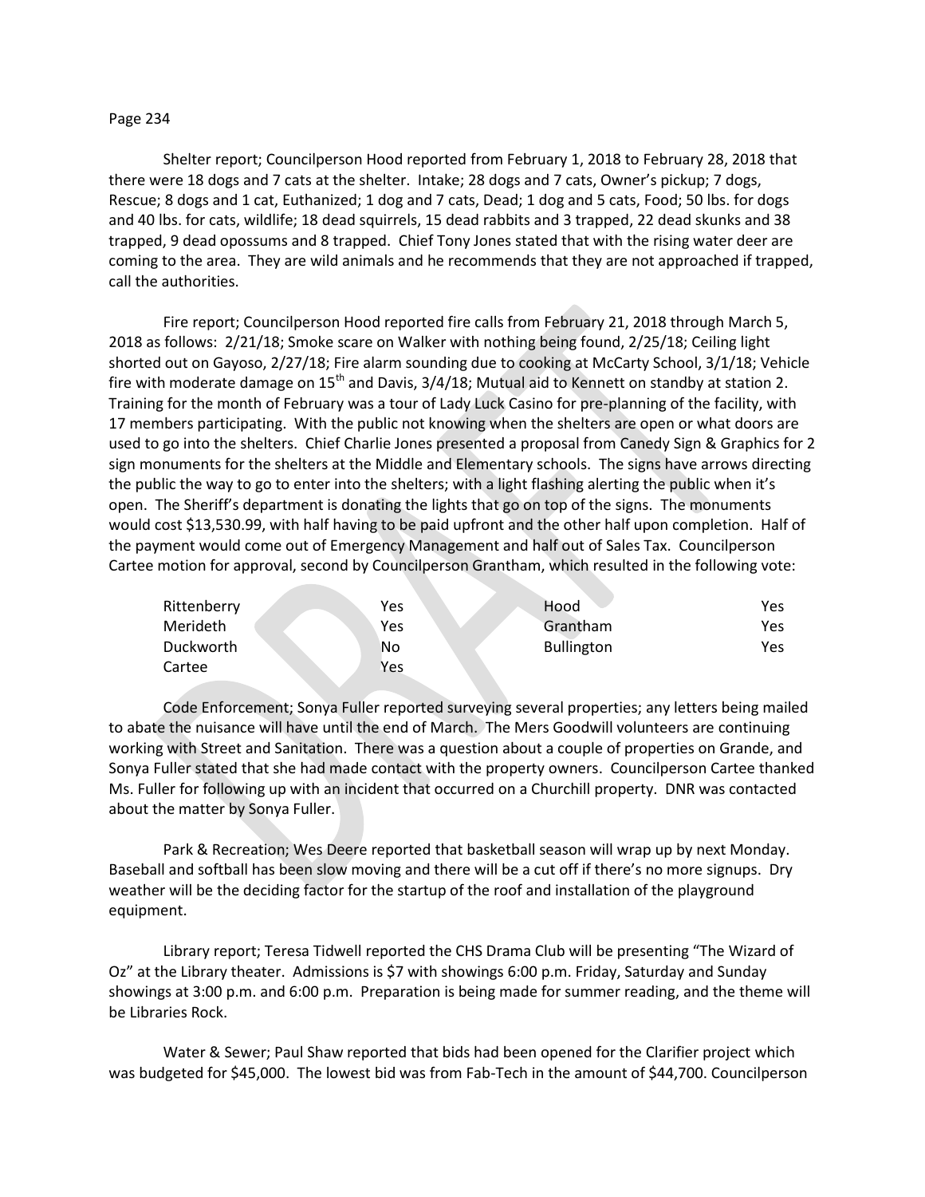Shelter report; Councilperson Hood reported from February 1, 2018 to February 28, 2018 that there were 18 dogs and 7 cats at the shelter. Intake; 28 dogs and 7 cats, Owner's pickup; 7 dogs, Rescue; 8 dogs and 1 cat, Euthanized; 1 dog and 7 cats, Dead; 1 dog and 5 cats, Food; 50 lbs. for dogs and 40 lbs. for cats, wildlife; 18 dead squirrels, 15 dead rabbits and 3 trapped, 22 dead skunks and 38 trapped, 9 dead opossums and 8 trapped. Chief Tony Jones stated that with the rising water deer are coming to the area. They are wild animals and he recommends that they are not approached if trapped, call the authorities.

Fire report; Councilperson Hood reported fire calls from February 21, 2018 through March 5, 2018 as follows: 2/21/18; Smoke scare on Walker with nothing being found, 2/25/18; Ceiling light shorted out on Gayoso, 2/27/18; Fire alarm sounding due to cooking at McCarty School, 3/1/18; Vehicle fire with moderate damage on 15th and Davis, 3/4/18; Mutual aid to Kennett on standby at station 2. Training for the month of February was a tour of Lady Luck Casino for pre-planning of the facility, with 17 members participating. With the public not knowing when the shelters are open or what doors are used to go into the shelters. Chief Charlie Jones presented a proposal from Canedy Sign & Graphics for 2 sign monuments for the shelters at the Middle and Elementary schools. The signs have arrows directing the public the way to go to enter into the shelters; with a light flashing alerting the public when it's open. The Sheriff's department is donating the lights that go on top of the signs. The monuments would cost $13,530.99, with half having to be paid upfront and the other half upon completion. Half of the payment would come out of Emergency Management and half out of Sales Tax. Councilperson Cartee motion for approval, second by Councilperson Grantham, which resulted in the following vote:

| | | | |
|---|---|---|---|
| Rittenberry | Yes | Hood | Yes |
| Merideth | Yes | Grantham | Yes |
| Duckworth | No | Bullington | Yes |
| Cartee | Yes | | |

Code Enforcement; Sonya Fuller reported surveying several properties; any letters being mailed to abate the nuisance will have until the end of March. The Mers Goodwill volunteers are continuing working with Street and Sanitation. There was a question about a couple of properties on Grande, and Sonya Fuller stated that she had made contact with the property owners. Councilperson Cartee thanked Ms. Fuller for following up with an incident that occurred on a Churchill property. DNR was contacted about the matter by Sonya Fuller.

Park & Recreation; Wes Deere reported that basketball season will wrap up by next Monday. Baseball and softball has been slow moving and there will be a cut off if there's no more signups. Dry weather will be the deciding factor for the startup of the roof and installation of the playground equipment.

Library report; Teresa Tidwell reported the CHS Drama Club will be presenting "The Wizard of Oz" at the Library theater. Admissions is $7 with showings 6:00 p.m. Friday, Saturday and Sunday showings at 3:00 p.m. and 6:00 p.m. Preparation is being made for summer reading, and the theme will be Libraries Rock.

Water & Sewer; Paul Shaw reported that bids had been opened for the Clarifier project which was budgeted for $45,000. The lowest bid was from Fab-Tech in the amount of $44,700. Councilperson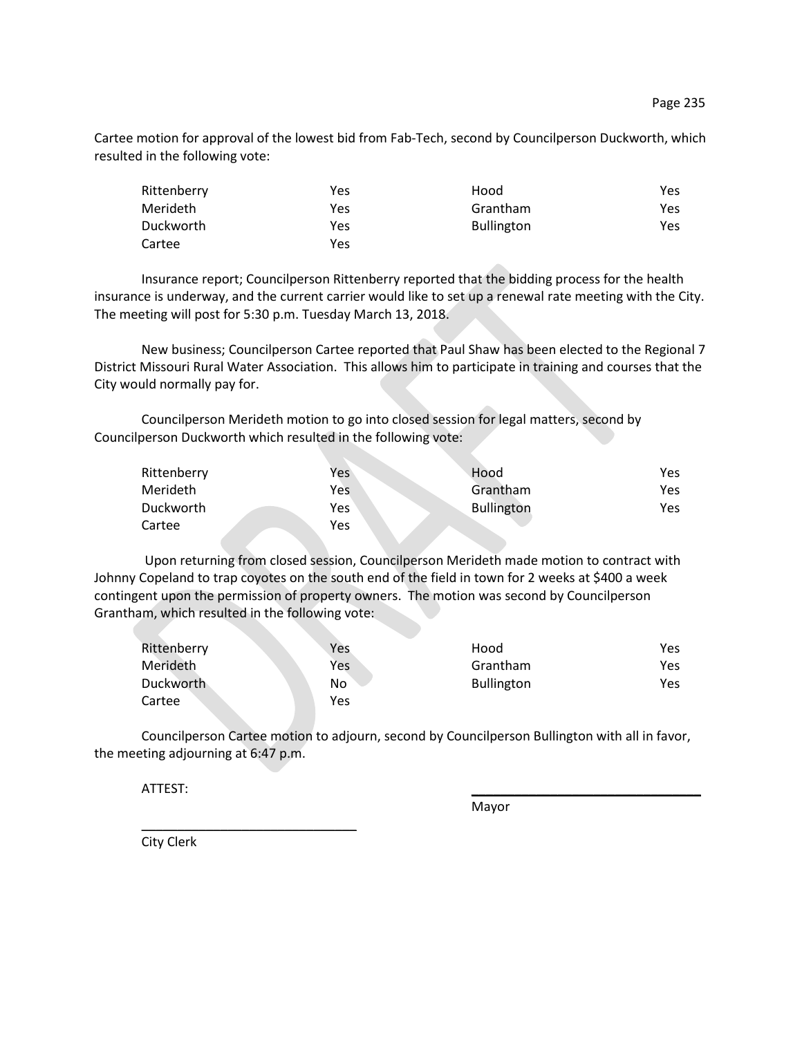Cartee motion for approval of the lowest bid from Fab-Tech, second by Councilperson Duckworth, which resulted in the following vote:

| | | | |
|---|---|---|---|
| Rittenberry | Yes | Hood | Yes |
| Merideth | Yes | Grantham | Yes |
| Duckworth | Yes | Bullington | Yes |
| Cartee | Yes | | |

Insurance report; Councilperson Rittenberry reported that the bidding process for the health insurance is underway, and the current carrier would like to set up a renewal rate meeting with the City. The meeting will post for 5:30 p.m. Tuesday March 13, 2018.

New business; Councilperson Cartee reported that Paul Shaw has been elected to the Regional 7 District Missouri Rural Water Association. This allows him to participate in training and courses that the City would normally pay for.

Councilperson Merideth motion to go into closed session for legal matters, second by Councilperson Duckworth which resulted in the following vote:

| | | | |
|---|---|---|---|
| Rittenberry | Yes | Hood | Yes |
| Merideth | Yes | Grantham | Yes |
| Duckworth | Yes | Bullington | Yes |
| Cartee | Yes | | |

Upon returning from closed session, Councilperson Merideth made motion to contract with Johnny Copeland to trap coyotes on the south end of the field in town for 2 weeks at $400 a week contingent upon the permission of property owners. The motion was second by Councilperson Grantham, which resulted in the following vote:

| | | | |
|---|---|---|---|
| Rittenberry | Yes | Hood | Yes |
| Merideth | Yes | Grantham | Yes |
| Duckworth | No | Bullington | Yes |
| Cartee | Yes | | |

Councilperson Cartee motion to adjourn, second by Councilperson Bullington with all in favor, the meeting adjourning at 6:47 p.m.

ATTEST:

________________________________
Mayor

________________________________
City Clerk